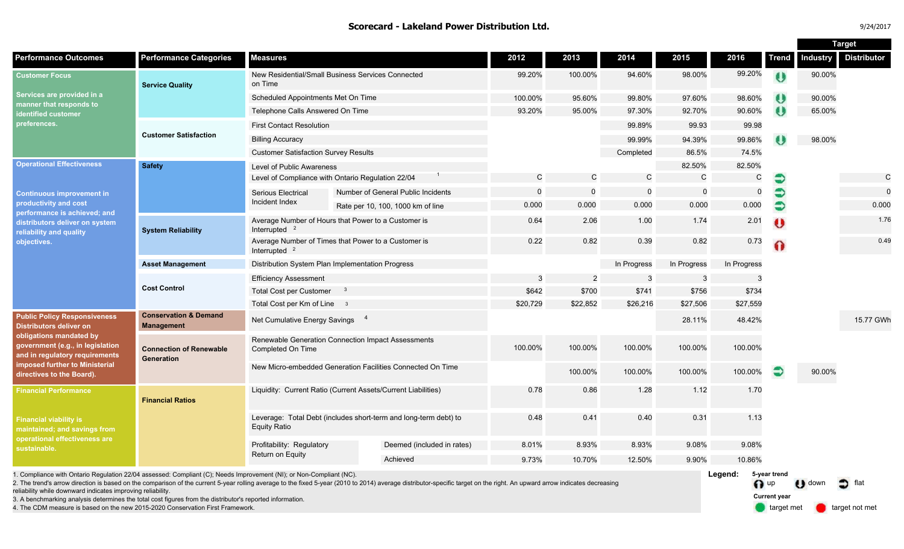# Scorecard - Lakeland Power Distribution Ltd.

9/24/2017

| Performance Outcomes | Performance Categories | Measures | | 2012 | 2013 | 2014 | 2015 | 2016 | Trend | Target: Industry | Target: Distributor |
|---|---|---|---|---|---|---|---|---|---|---|---|
| **Customer Focus** Services are provided in a manner that responds to identified customer preferences. | Service Quality | New Residential/Small Business Services Connected on Time | | 99.20% | 100.00% | 94.60% | 98.00% | 99.20% | up | 90.00% | |
| | | Scheduled Appointments Met On Time | | 100.00% | 95.60% | 99.80% | 97.60% | 98.60% | up | 90.00% | |
| | | Telephone Calls Answered On Time | | 93.20% | 95.00% | 97.30% | 92.70% | 90.60% | down | 65.00% | |
| | Customer Satisfaction | First Contact Resolution | | | | 99.89% | 99.93 | 99.98 | | | |
| | | Billing Accuracy | | | | 99.99% | 94.39% | 99.86% | up | 98.00% | |
| | | Customer Satisfaction Survey Results | | | | Completed | 86.5% | 74.5% | | | |
| **Operational Effectiveness** Continuous improvement in productivity and cost performance is achieved; and distributors deliver on system reliability and quality objectives. | Safety | Level of Public Awareness | | | | | 82.50% | 82.50% | | | |
| | | Level of Compliance with Ontario Regulation 22/04 [1] | | C | C | C | C | C | flat | | C |
| | | Serious Electrical Incident Index | Number of General Public Incidents | 0 | 0 | 0 | 0 | 0 | flat | | 0 |
| | | | Rate per 10, 100, 1000 km of line | 0.000 | 0.000 | 0.000 | 0.000 | 0.000 | flat | | 0.000 |
| | System Reliability | Average Number of Hours that Power to a Customer is Interrupted [2] | | 0.64 | 2.06 | 1.00 | 1.74 | 2.01 | down (target not met) | | 1.76 |
| | | Average Number of Times that Power to a Customer is Interrupted [2] | | 0.22 | 0.82 | 0.39 | 0.82 | 0.73 | up (target not met) | | 0.49 |
| | Asset Management | Distribution System Plan Implementation Progress | | | | In Progress | In Progress | In Progress | | | |
| | Cost Control | Efficiency Assessment | | 3 | 2 | 3 | 3 | 3 | | | |
| | | Total Cost per Customer [3] | | $642 | $700 | $741 | $756 | $734 | | | |
| | | Total Cost per Km of Line [3] | | $20,729 | $22,852 | $26,216 | $27,506 | $27,559 | | | |
| **Public Policy Responsiveness** Distributors deliver on obligations mandated by government (e.g., in legislation and in regulatory requirements imposed further to Ministerial directives to the Board). | Conservation & Demand Management | Net Cumulative Energy Savings [4] | | | | | 28.11% | 48.42% | | | 15.77 GWh |
| | Connection of Renewable Generation | Renewable Generation Connection Impact Assessments Completed On Time | | 100.00% | 100.00% | 100.00% | 100.00% | 100.00% | | | |
| | | New Micro-embedded Generation Facilities Connected On Time | | | 100.00% | 100.00% | 100.00% | 100.00% | flat | 90.00% | |
| **Financial Performance** Financial viability is maintained; and savings from operational effectiveness are sustainable. | Financial Ratios | Liquidity: Current Ratio (Current Assets/Current Liabilities) | | 0.78 | 0.86 | 1.28 | 1.12 | 1.70 | | | |
| | | Leverage: Total Debt (includes short-term and long-term debt) to Equity Ratio | | 0.48 | 0.41 | 0.40 | 0.31 | 1.13 | | | |
| | | Profitability: Regulatory Return on Equity | Deemed (included in rates) | 8.01% | 8.93% | 8.93% | 9.08% | 9.08% | | | |
| | | | Achieved | 9.73% | 10.70% | 12.50% | 9.90% | 10.86% | | | |

1. Compliance with Ontario Regulation 22/04 assessed: Compliant (C); Needs Improvement (NI); or Non-Compliant (NC).
2. The trend's arrow direction is based on the comparison of the current 5-year rolling average to the fixed 5-year (2010 to 2014) average distributor-specific target on the right. An upward arrow indicates decreasing reliability while downward indicates improving reliability.
3. A benchmarking analysis determines the total cost figures from the distributor's reported information.
4. The CDM measure is based on the new 2015-2020 Conservation First Framework.

**Legend:** 5-year trend: up, down, flat. Current year: target met, target not met.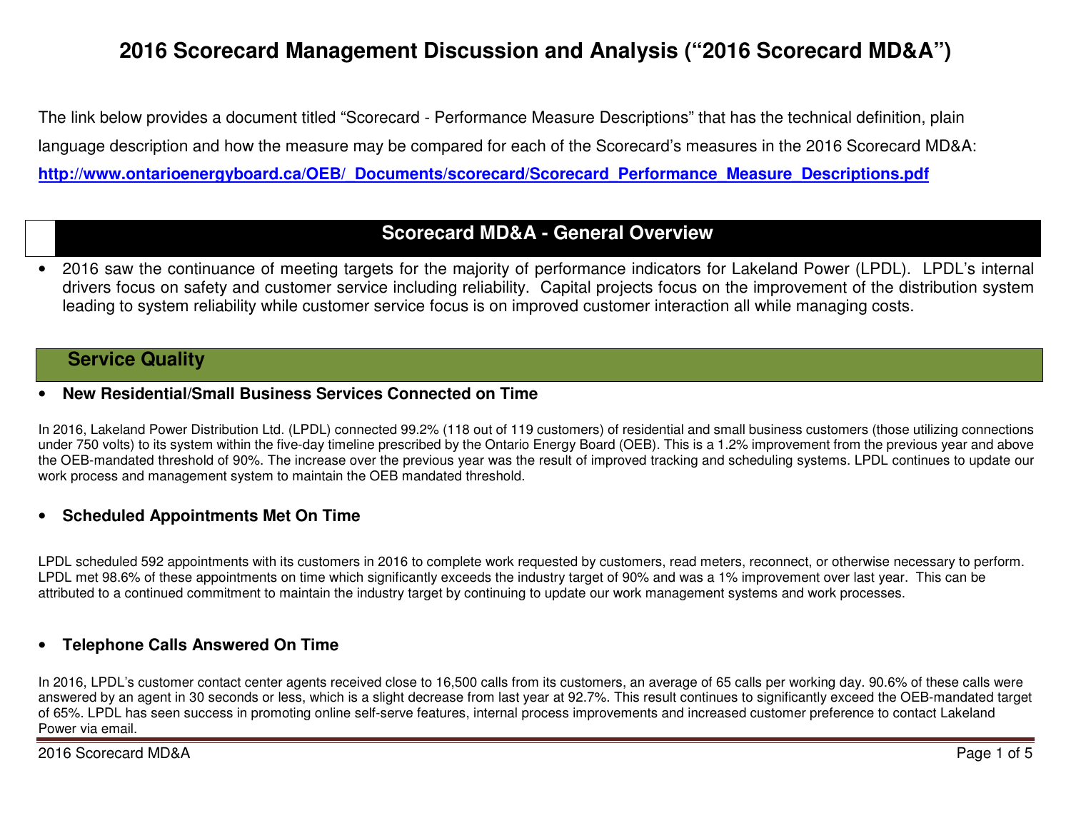# 2016 Scorecard Management Discussion and Analysis ("2016 Scorecard MD&A")

The link below provides a document titled "Scorecard - Performance Measure Descriptions" that has the technical definition, plain language description and how the measure may be compared for each of the Scorecard's measures in the 2016 Scorecard MD&A:
**http://www.ontarioenergyboard.ca/OEB/_Documents/scorecard/Scorecard_Performance_Measure_Descriptions.pdf**

## Scorecard MD&A - General Overview

- 2016 saw the continuance of meeting targets for the majority of performance indicators for Lakeland Power (LPDL). LPDL's internal drivers focus on safety and customer service including reliability. Capital projects focus on the improvement of the distribution system leading to system reliability while customer service focus is on improved customer interaction all while managing costs.

## Service Quality

- **New Residential/Small Business Services Connected on Time**

In 2016, Lakeland Power Distribution Ltd. (LPDL) connected 99.2% (118 out of 119 customers) of residential and small business customers (those utilizing connections under 750 volts) to its system within the five-day timeline prescribed by the Ontario Energy Board (OEB). This is a 1.2% improvement from the previous year and above the OEB-mandated threshold of 90%. The increase over the previous year was the result of improved tracking and scheduling systems. LPDL continues to update our work process and management system to maintain the OEB mandated threshold.

- **Scheduled Appointments Met On Time**

LPDL scheduled 592 appointments with its customers in 2016 to complete work requested by customers, read meters, reconnect, or otherwise necessary to perform. LPDL met 98.6% of these appointments on time which significantly exceeds the industry target of 90% and was a 1% improvement over last year. This can be attributed to a continued commitment to maintain the industry target by continuing to update our work management systems and work processes.

- **Telephone Calls Answered On Time**

In 2016, LPDL's customer contact center agents received close to 16,500 calls from its customers, an average of 65 calls per working day. 90.6% of these calls were answered by an agent in 30 seconds or less, which is a slight decrease from last year at 92.7%. This result continues to significantly exceed the OEB-mandated target of 65%. LPDL has seen success in promoting online self-serve features, internal process improvements and increased customer preference to contact Lakeland Power via email.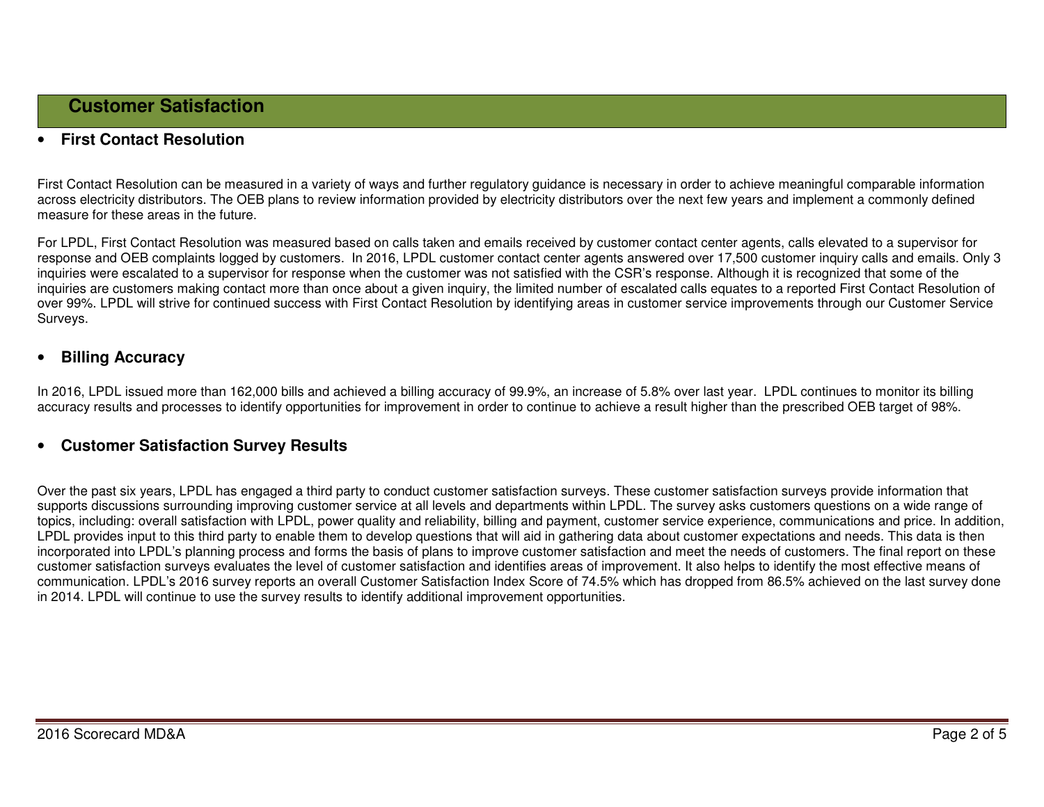## Customer Satisfaction

- **First Contact Resolution**

First Contact Resolution can be measured in a variety of ways and further regulatory guidance is necessary in order to achieve meaningful comparable information across electricity distributors. The OEB plans to review information provided by electricity distributors over the next few years and implement a commonly defined measure for these areas in the future.

For LPDL, First Contact Resolution was measured based on calls taken and emails received by customer contact center agents, calls elevated to a supervisor for response and OEB complaints logged by customers. In 2016, LPDL customer contact center agents answered over 17,500 customer inquiry calls and emails. Only 3 inquiries were escalated to a supervisor for response when the customer was not satisfied with the CSR's response. Although it is recognized that some of the inquiries are customers making contact more than once about a given inquiry, the limited number of escalated calls equates to a reported First Contact Resolution of over 99%. LPDL will strive for continued success with First Contact Resolution by identifying areas in customer service improvements through our Customer Service Surveys.

- **Billing Accuracy**

In 2016, LPDL issued more than 162,000 bills and achieved a billing accuracy of 99.9%, an increase of 5.8% over last year. LPDL continues to monitor its billing accuracy results and processes to identify opportunities for improvement in order to continue to achieve a result higher than the prescribed OEB target of 98%.

- **Customer Satisfaction Survey Results**

Over the past six years, LPDL has engaged a third party to conduct customer satisfaction surveys. These customer satisfaction surveys provide information that supports discussions surrounding improving customer service at all levels and departments within LPDL. The survey asks customers questions on a wide range of topics, including: overall satisfaction with LPDL, power quality and reliability, billing and payment, customer service experience, communications and price. In addition, LPDL provides input to this third party to enable them to develop questions that will aid in gathering data about customer expectations and needs. This data is then incorporated into LPDL's planning process and forms the basis of plans to improve customer satisfaction and meet the needs of customers. The final report on these customer satisfaction surveys evaluates the level of customer satisfaction and identifies areas of improvement. It also helps to identify the most effective means of communication. LPDL's 2016 survey reports an overall Customer Satisfaction Index Score of 74.5% which has dropped from 86.5% achieved on the last survey done in 2014. LPDL will continue to use the survey results to identify additional improvement opportunities.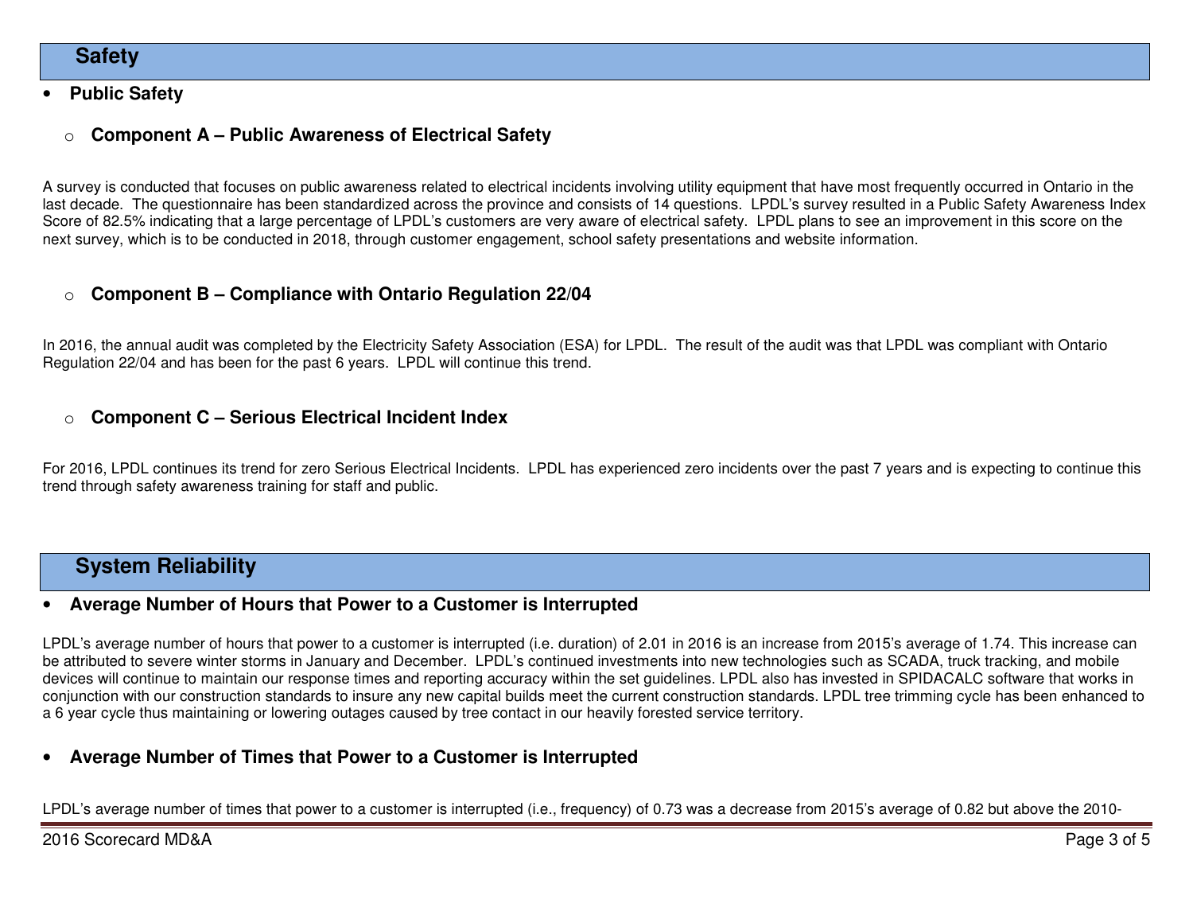## Safety

- **Public Safety**

  - **Component A – Public Awareness of Electrical Safety**

A survey is conducted that focuses on public awareness related to electrical incidents involving utility equipment that have most frequently occurred in Ontario in the last decade. The questionnaire has been standardized across the province and consists of 14 questions. LPDL's survey resulted in a Public Safety Awareness Index Score of 82.5% indicating that a large percentage of LPDL's customers are very aware of electrical safety. LPDL plans to see an improvement in this score on the next survey, which is to be conducted in 2018, through customer engagement, school safety presentations and website information.

  - **Component B – Compliance with Ontario Regulation 22/04**

In 2016, the annual audit was completed by the Electricity Safety Association (ESA) for LPDL. The result of the audit was that LPDL was compliant with Ontario Regulation 22/04 and has been for the past 6 years. LPDL will continue this trend.

  - **Component C – Serious Electrical Incident Index**

For 2016, LPDL continues its trend for zero Serious Electrical Incidents. LPDL has experienced zero incidents over the past 7 years and is expecting to continue this trend through safety awareness training for staff and public.

## System Reliability

- **Average Number of Hours that Power to a Customer is Interrupted**

LPDL's average number of hours that power to a customer is interrupted (i.e. duration) of 2.01 in 2016 is an increase from 2015's average of 1.74. This increase can be attributed to severe winter storms in January and December. LPDL's continued investments into new technologies such as SCADA, truck tracking, and mobile devices will continue to maintain our response times and reporting accuracy within the set guidelines. LPDL also has invested in SPIDACALC software that works in conjunction with our construction standards to insure any new capital builds meet the current construction standards. LPDL tree trimming cycle has been enhanced to a 6 year cycle thus maintaining or lowering outages caused by tree contact in our heavily forested service territory.

- **Average Number of Times that Power to a Customer is Interrupted**

LPDL's average number of times that power to a customer is interrupted (i.e., frequency) of 0.73 was a decrease from 2015's average of 0.82 but above the 2010-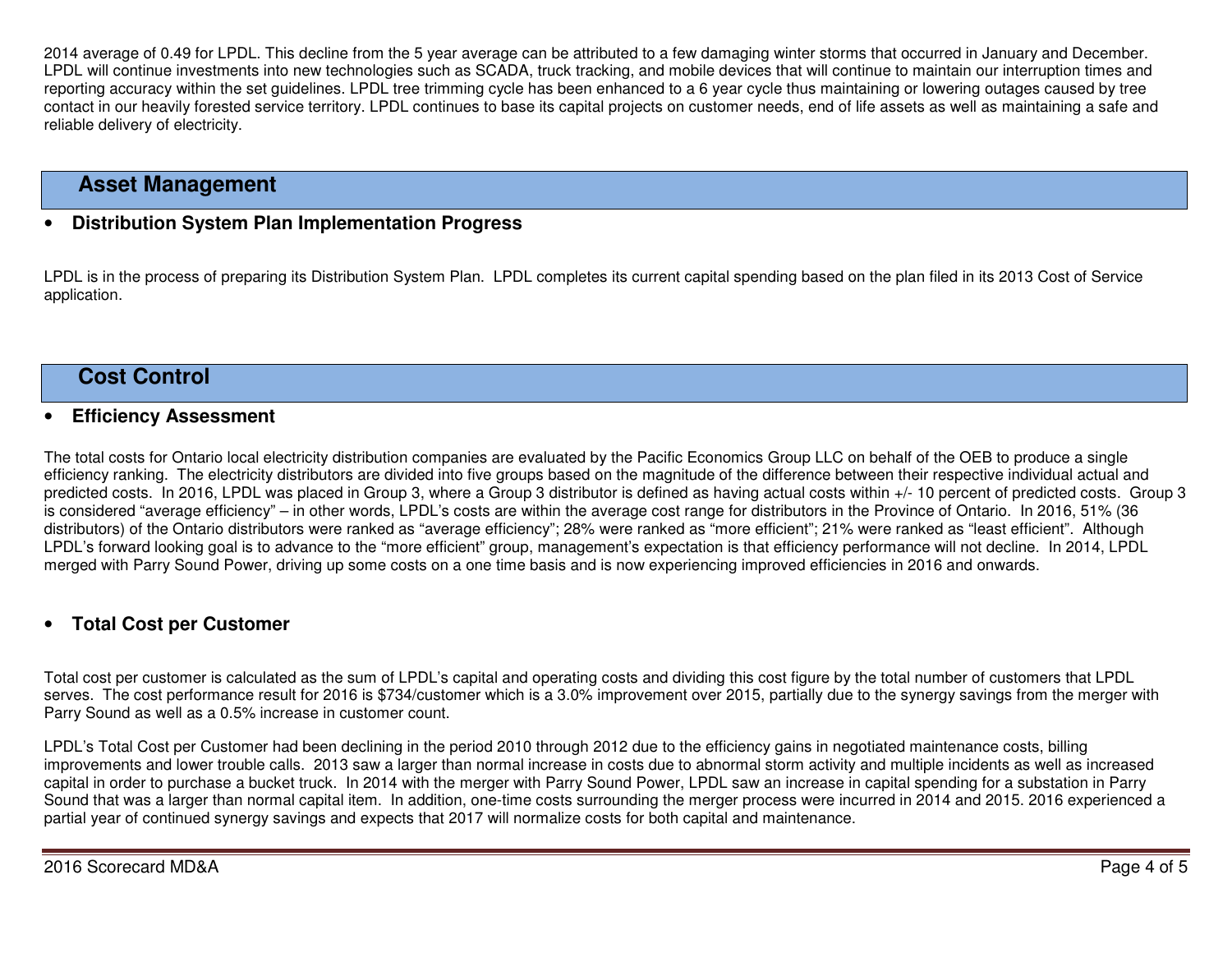2014 average of 0.49 for LPDL. This decline from the 5 year average can be attributed to a few damaging winter storms that occurred in January and December. LPDL will continue investments into new technologies such as SCADA, truck tracking, and mobile devices that will continue to maintain our interruption times and reporting accuracy within the set guidelines. LPDL tree trimming cycle has been enhanced to a 6 year cycle thus maintaining or lowering outages caused by tree contact in our heavily forested service territory. LPDL continues to base its capital projects on customer needs, end of life assets as well as maintaining a safe and reliable delivery of electricity.

## Asset Management

- **Distribution System Plan Implementation Progress**

LPDL is in the process of preparing its Distribution System Plan. LPDL completes its current capital spending based on the plan filed in its 2013 Cost of Service application.

## Cost Control

- **Efficiency Assessment**

The total costs for Ontario local electricity distribution companies are evaluated by the Pacific Economics Group LLC on behalf of the OEB to produce a single efficiency ranking. The electricity distributors are divided into five groups based on the magnitude of the difference between their respective individual actual and predicted costs. In 2016, LPDL was placed in Group 3, where a Group 3 distributor is defined as having actual costs within +/- 10 percent of predicted costs. Group 3 is considered "average efficiency" – in other words, LPDL's costs are within the average cost range for distributors in the Province of Ontario. In 2016, 51% (36 distributors) of the Ontario distributors were ranked as "average efficiency"; 28% were ranked as "more efficient"; 21% were ranked as "least efficient". Although LPDL's forward looking goal is to advance to the "more efficient" group, management's expectation is that efficiency performance will not decline. In 2014, LPDL merged with Parry Sound Power, driving up some costs on a one time basis and is now experiencing improved efficiencies in 2016 and onwards.

- **Total Cost per Customer**

Total cost per customer is calculated as the sum of LPDL's capital and operating costs and dividing this cost figure by the total number of customers that LPDL serves. The cost performance result for 2016 is $734/customer which is a 3.0% improvement over 2015, partially due to the synergy savings from the merger with Parry Sound as well as a 0.5% increase in customer count.

LPDL's Total Cost per Customer had been declining in the period 2010 through 2012 due to the efficiency gains in negotiated maintenance costs, billing improvements and lower trouble calls. 2013 saw a larger than normal increase in costs due to abnormal storm activity and multiple incidents as well as increased capital in order to purchase a bucket truck. In 2014 with the merger with Parry Sound Power, LPDL saw an increase in capital spending for a substation in Parry Sound that was a larger than normal capital item. In addition, one-time costs surrounding the merger process were incurred in 2014 and 2015. 2016 experienced a partial year of continued synergy savings and expects that 2017 will normalize costs for both capital and maintenance.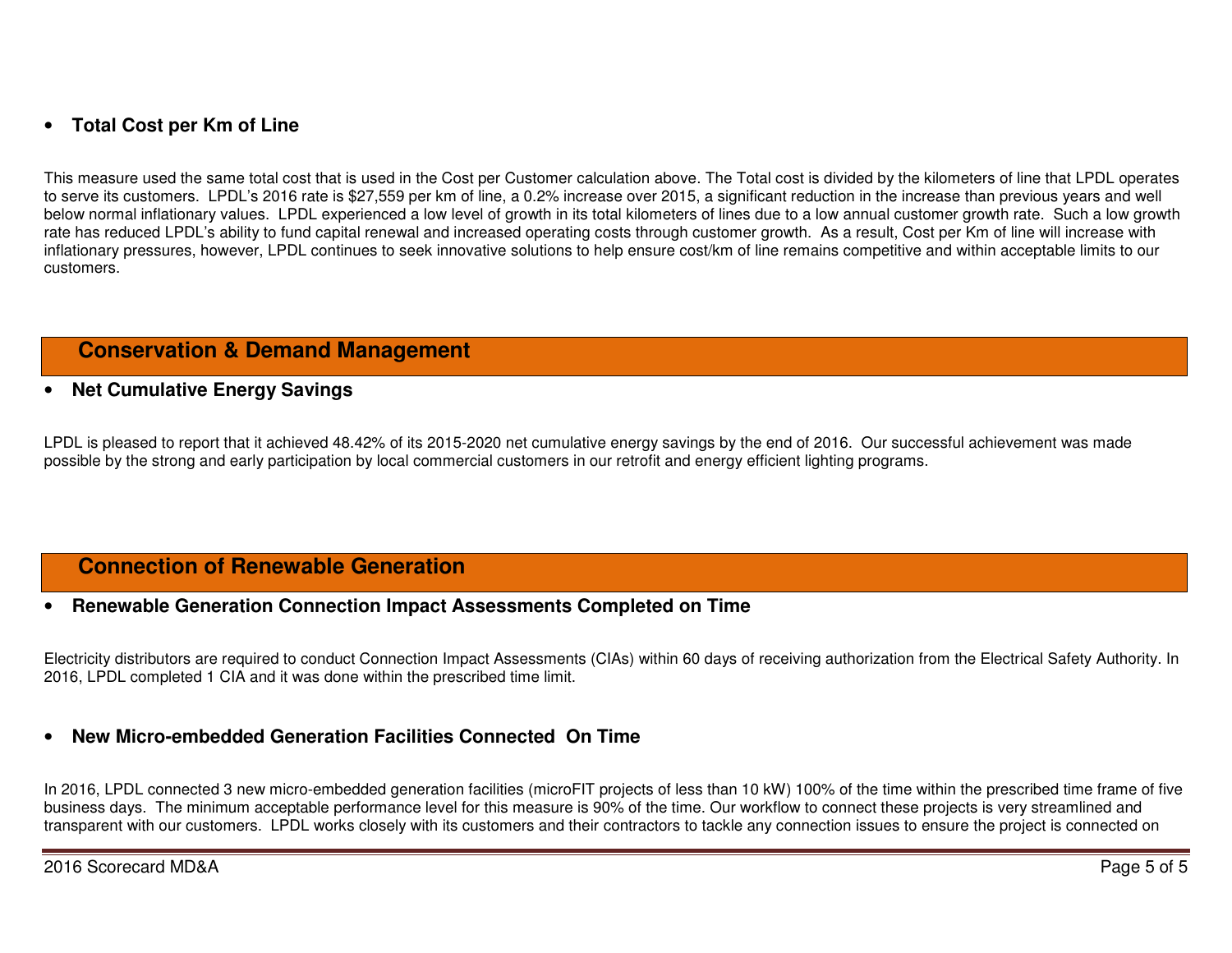- **Total Cost per Km of Line**

This measure used the same total cost that is used in the Cost per Customer calculation above. The Total cost is divided by the kilometers of line that LPDL operates to serve its customers. LPDL's 2016 rate is $27,559 per km of line, a 0.2% increase over 2015, a significant reduction in the increase than previous years and well below normal inflationary values. LPDL experienced a low level of growth in its total kilometers of lines due to a low annual customer growth rate. Such a low growth rate has reduced LPDL's ability to fund capital renewal and increased operating costs through customer growth. As a result, Cost per Km of line will increase with inflationary pressures, however, LPDL continues to seek innovative solutions to help ensure cost/km of line remains competitive and within acceptable limits to our customers.

## Conservation & Demand Management

- **Net Cumulative Energy Savings**

LPDL is pleased to report that it achieved 48.42% of its 2015-2020 net cumulative energy savings by the end of 2016. Our successful achievement was made possible by the strong and early participation by local commercial customers in our retrofit and energy efficient lighting programs.

## Connection of Renewable Generation

- **Renewable Generation Connection Impact Assessments Completed on Time**

Electricity distributors are required to conduct Connection Impact Assessments (CIAs) within 60 days of receiving authorization from the Electrical Safety Authority. In 2016, LPDL completed 1 CIA and it was done within the prescribed time limit.

- **New Micro-embedded Generation Facilities Connected On Time**

In 2016, LPDL connected 3 new micro-embedded generation facilities (microFIT projects of less than 10 kW) 100% of the time within the prescribed time frame of five business days. The minimum acceptable performance level for this measure is 90% of the time. Our workflow to connect these projects is very streamlined and transparent with our customers. LPDL works closely with its customers and their contractors to tackle any connection issues to ensure the project is connected on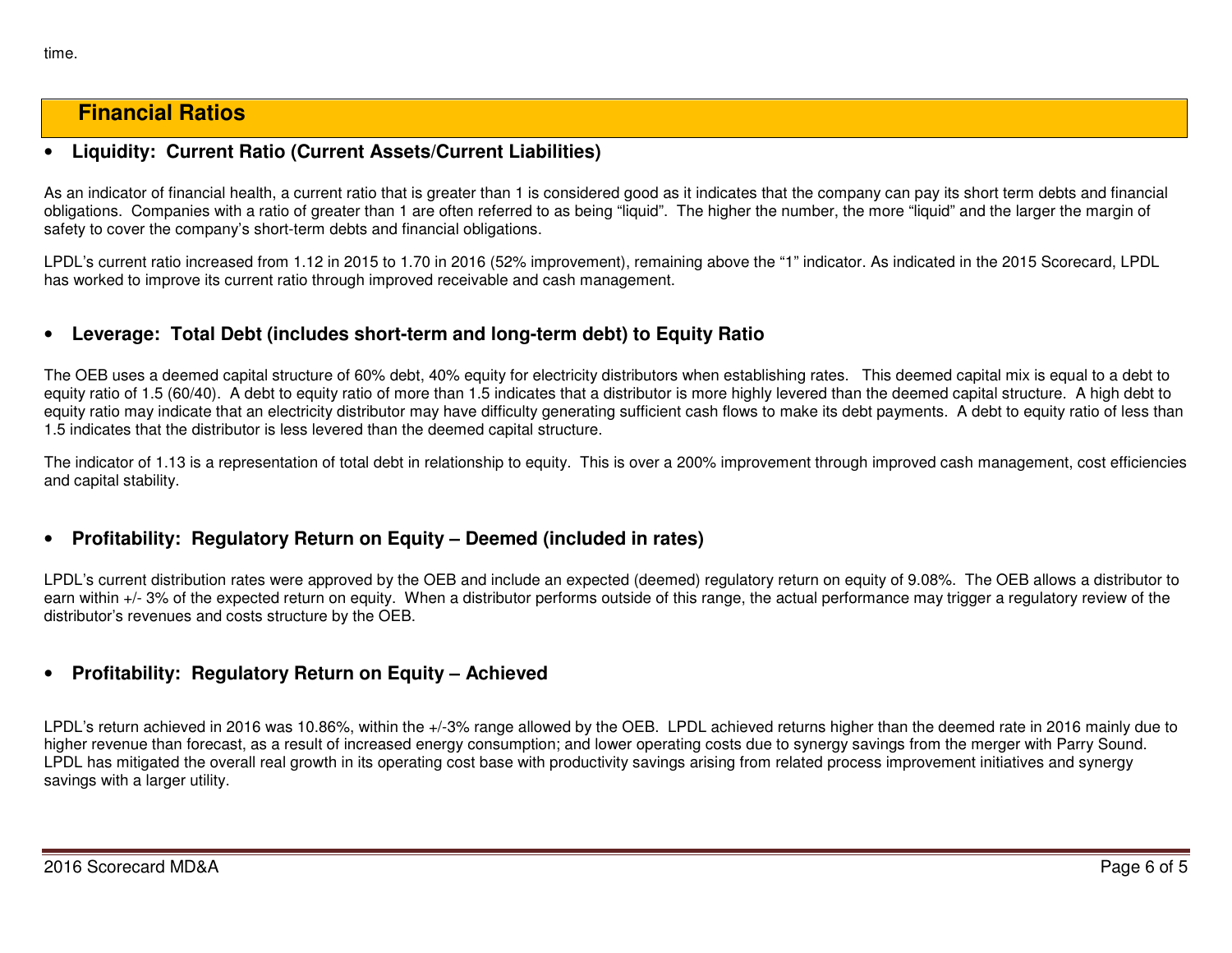time.

## Financial Ratios

- **Liquidity: Current Ratio (Current Assets/Current Liabilities)**

As an indicator of financial health, a current ratio that is greater than 1 is considered good as it indicates that the company can pay its short term debts and financial obligations. Companies with a ratio of greater than 1 are often referred to as being "liquid". The higher the number, the more "liquid" and the larger the margin of safety to cover the company's short-term debts and financial obligations.

LPDL's current ratio increased from 1.12 in 2015 to 1.70 in 2016 (52% improvement), remaining above the "1" indicator. As indicated in the 2015 Scorecard, LPDL has worked to improve its current ratio through improved receivable and cash management.

- **Leverage: Total Debt (includes short-term and long-term debt) to Equity Ratio**

The OEB uses a deemed capital structure of 60% debt, 40% equity for electricity distributors when establishing rates. This deemed capital mix is equal to a debt to equity ratio of 1.5 (60/40). A debt to equity ratio of more than 1.5 indicates that a distributor is more highly levered than the deemed capital structure. A high debt to equity ratio may indicate that an electricity distributor may have difficulty generating sufficient cash flows to make its debt payments. A debt to equity ratio of less than 1.5 indicates that the distributor is less levered than the deemed capital structure.

The indicator of 1.13 is a representation of total debt in relationship to equity. This is over a 200% improvement through improved cash management, cost efficiencies and capital stability.

- **Profitability: Regulatory Return on Equity – Deemed (included in rates)**

LPDL's current distribution rates were approved by the OEB and include an expected (deemed) regulatory return on equity of 9.08%. The OEB allows a distributor to earn within +/- 3% of the expected return on equity. When a distributor performs outside of this range, the actual performance may trigger a regulatory review of the distributor's revenues and costs structure by the OEB.

- **Profitability: Regulatory Return on Equity – Achieved**

LPDL's return achieved in 2016 was 10.86%, within the +/-3% range allowed by the OEB. LPDL achieved returns higher than the deemed rate in 2016 mainly due to higher revenue than forecast, as a result of increased energy consumption; and lower operating costs due to synergy savings from the merger with Parry Sound. LPDL has mitigated the overall real growth in its operating cost base with productivity savings arising from related process improvement initiatives and synergy savings with a larger utility.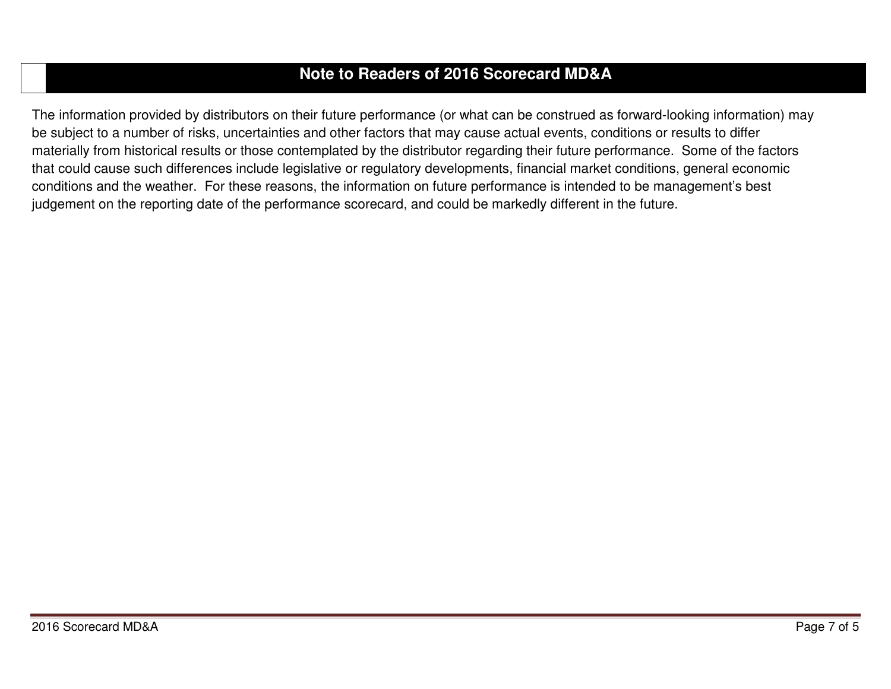## Note to Readers of 2016 Scorecard MD&A

The information provided by distributors on their future performance (or what can be construed as forward-looking information) may be subject to a number of risks, uncertainties and other factors that may cause actual events, conditions or results to differ materially from historical results or those contemplated by the distributor regarding their future performance. Some of the factors that could cause such differences include legislative or regulatory developments, financial market conditions, general economic conditions and the weather. For these reasons, the information on future performance is intended to be management's best judgement on the reporting date of the performance scorecard, and could be markedly different in the future.